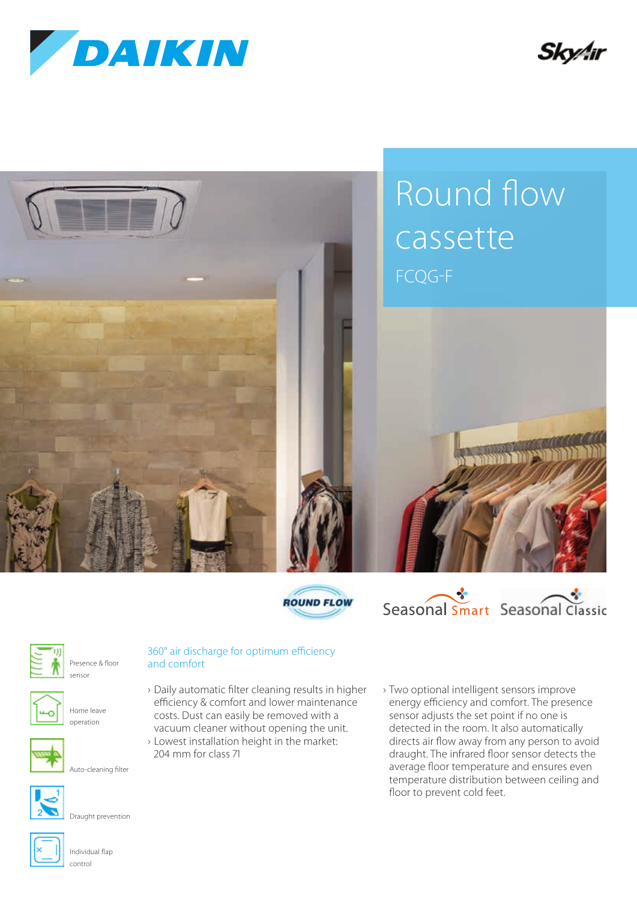# Round flow cassette

FCQG-F

ROUND FLOW

Seasonal Smart Seasonal Classic

- Presence & floor sensor
- Home leave operation
- Auto-cleaning filter
- Draught prevention
- Individual flap control

## 360° air discharge for optimum efficiency and comfort

- Daily automatic filter cleaning results in higher efficiency & comfort and lower maintenance costs. Dust can easily be removed with a vacuum cleaner without opening the unit.
- Lowest installation height in the market: 204 mm for class 71
- Two optional intelligent sensors improve energy efficiency and comfort. The presence sensor adjusts the set point if no one is detected in the room. It also automatically directs air flow away from any person to avoid draught. The infrared floor sensor detects the average floor temperature and ensures even temperature distribution between ceiling and floor to prevent cold feet.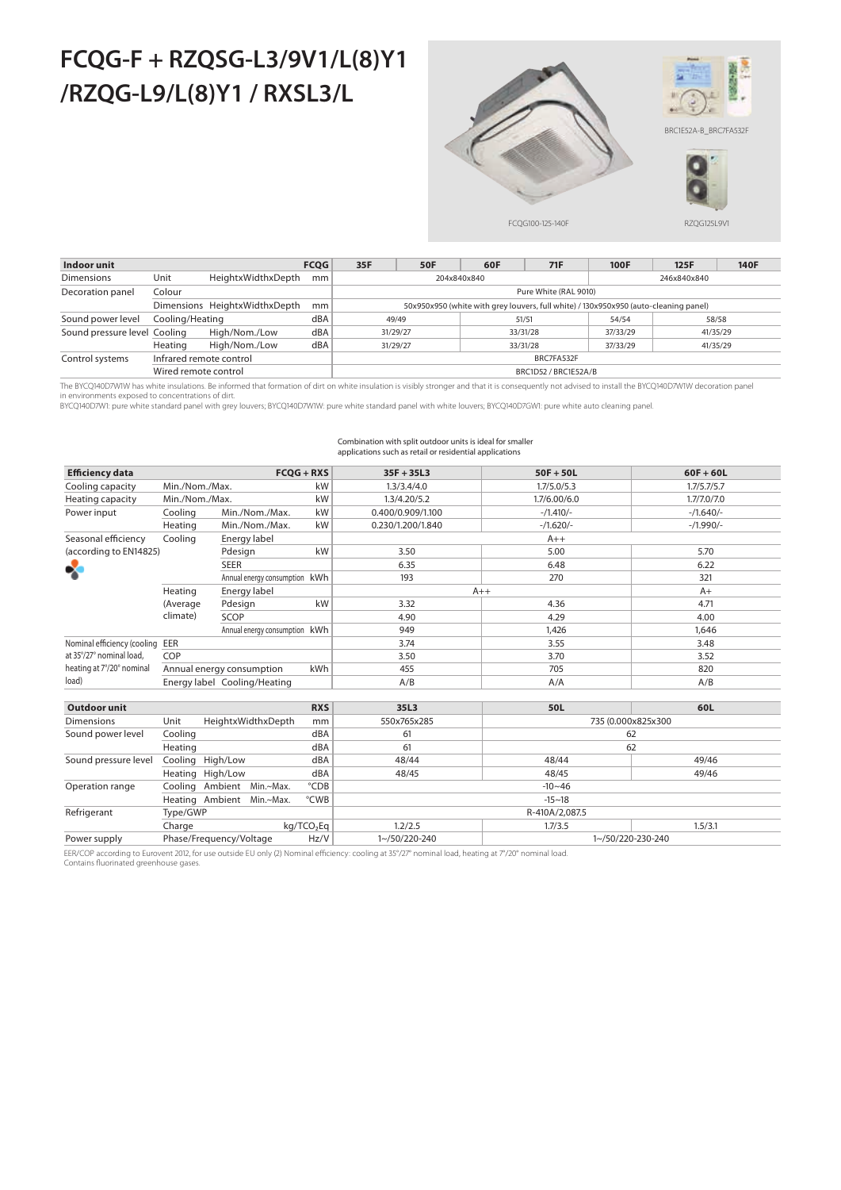# FCQG-F + RZQSG-L3/9V1/L(8)Y1 /RZQG-L9/L(8)Y1 / RXSL3/L

BRC1E52A-B_BRC7FA532F

FCQG100-125-140F

RZQG125L9V1

| Indoor unit | | | FCQG | 35F | 50F | 60F | 71F | 100F | 125F | 140F |
|---|---|---|---|---|---|---|---|---|---|---|
| Dimensions | Unit | HeightxWidthxDepth | mm | 204x840x840 | | | | 246x840x840 | | |
| Decoration panel | Colour | | | Pure White (RAL 9010) | | | | | | |
| | Dimensions | HeightxWidthxDepth | mm | 50x950x950 (white with grey louvers, full white) / 130x950x950 (auto-cleaning panel) | | | | | | |
| Sound power level | Cooling/Heating | | dBA | 49/49 | | 51/51 | | 54/54 | 58/58 | |
| Sound pressure level | Cooling | High/Nom./Low | dBA | 31/29/27 | | 33/31/28 | | 37/33/29 | 41/35/29 | |
| | Heating | High/Nom./Low | dBA | 31/29/27 | | 33/31/28 | | 37/33/29 | 41/35/29 | |
| Control systems | Infrared remote control | | | BRC7FA532F | | | | | | |
| | Wired remote control | | | BRC1D52 / BRC1E52A/B | | | | | | |

The BYCQ140D7W1W has white insulations. Be informed that formation of dirt on white insulation is visibly stronger and that it is consequently not advised to install the BYCQ140D7W1W decoration panel in environments exposed to concentrations of dirt.
BYCQ140D7W1: pure white standard panel with grey louvers; BYCQ140D7W1W: pure white standard panel with white louvers; BYCQ140D7GW1: pure white auto cleaning panel.

Combination with split outdoor units is ideal for smaller applications such as retail or residential applications

| Efficiency data | | | FCQG + RXS | 35F + 35L3 | 50F + 50L | 60F + 60L |
|---|---|---|---|---|---|---|
| Cooling capacity | Min./Nom./Max. | | kW | 1.3/3.4/4.0 | 1.7/5.0/5.3 | 1.7/5.7/5.7 |
| Heating capacity | Min./Nom./Max. | | kW | 1.3/4.20/5.2 | 1.7/6.00/6.0 | 1.7/7.0/7.0 |
| Power input | Cooling | Min./Nom./Max. | kW | 0.400/0.909/1.100 | -/1.410/- | -/1.640/- |
| | Heating | Min./Nom./Max. | kW | 0.230/1.200/1.840 | -/1.620/- | -/1.990/- |
| Seasonal efficiency (according to EN14825) | Cooling | Energy label | | A++ | | |
| | | Pdesign | kW | 3.50 | 5.00 | 5.70 |
| | | SEER | | 6.35 | 6.48 | 6.22 |
| | | Annual energy consumption | kWh | 193 | 270 | 321 |
| | Heating (Average climate) | Energy label | | A++ | | A+ |
| | | Pdesign | kW | 3.32 | 4.36 | 4.71 |
| | | SCOP | | 4.90 | 4.29 | 4.00 |
| | | Annual energy consumption | kWh | 949 | 1,426 | 1,646 |
| Nominal efficiency (cooling at 35°/27° nominal load, heating at 7°/20° nominal load) | EER | | | 3.74 | 3.55 | 3.48 |
| | COP | | | 3.50 | 3.70 | 3.52 |
| | Annual energy consumption | | kWh | 455 | 705 | 820 |
| | Energy label | Cooling/Heating | | A/B | A/A | A/B |

| Outdoor unit | | | RXS | 35L3 | 50L | 60L |
|---|---|---|---|---|---|---|
| Dimensions | Unit | HeightxWidthxDepth | mm | 550x765x285 | 735 (0.000x825x300 | |
| Sound power level | Cooling | | dBA | 61 | 62 | |
| | Heating | | dBA | 61 | 62 | |
| Sound pressure level | Cooling | High/Low | dBA | 48/44 | 48/44 | 49/46 |
| | Heating | High/Low | dBA | 48/45 | 48/45 | 49/46 |
| Operation range | Cooling | Ambient Min.~Max. | °CDB | -10~46 | | |
| | Heating | Ambient Min.~Max. | °CWB | -15~18 | | |
| Refrigerant | Type/GWP | | | R-410A/2,087.5 | | |
| | Charge | | kg/$TCO_2Eq$ | 1.2/2.5 | 1.7/3.5 | 1.5/3.1 |
| Power supply | Phase/Frequency/Voltage | | Hz/V | 1~/50/220-240 | 1~/50/220-230-240 | |

EER/COP according to Eurovent 2012, for use outside EU only (2) Nominal efficiency: cooling at 35°/27° nominal load, heating at 7°/20° nominal load.
Contains fluorinated greenhouse gases.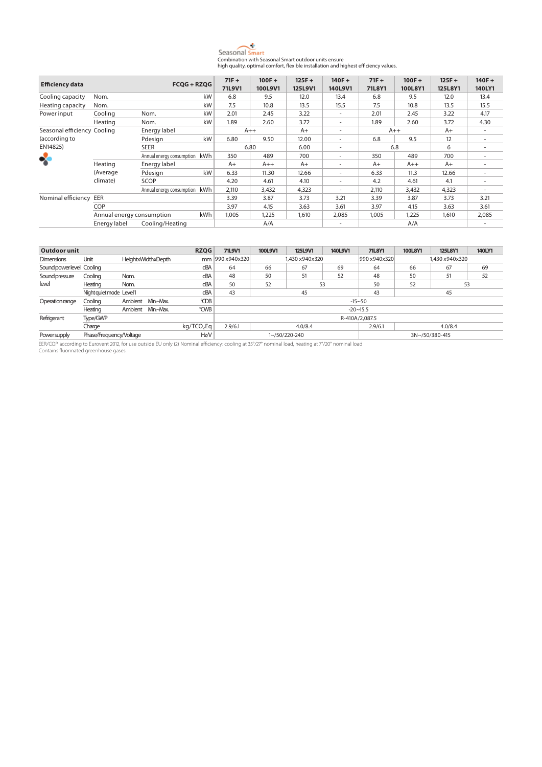Seasonal Smart

Combination with Seasonal Smart outdoor units ensure high quality, optimal comfort, flexible installation and highest efficiency values.

| Efficiency data | | | FCQG + RZQG | 71F + 71L9V1 | 100F + 100L9V1 | 125F + 125L9V1 | 140F + 140L9V1 | 71F + 71L8Y1 | 100F + 100L8Y1 | 125F + 125L8Y1 | 140F + 140LY1 |
|---|---|---|---|---|---|---|---|---|---|---|---|
| Cooling capacity | Nom. | | kW | 6.8 | 9.5 | 12.0 | 13.4 | 6.8 | 9.5 | 12.0 | 13.4 |
| Heating capacity | Nom. | | kW | 7.5 | 10.8 | 13.5 | 15.5 | 7.5 | 10.8 | 13.5 | 15.5 |
| Power input | Cooling | Nom. | kW | 2.01 | 2.45 | 3.22 | - | 2.01 | 2.45 | 3.22 | 4.17 |
| | Heating | Nom. | kW | 1.89 | 2.60 | 3.72 | - | 1.89 | 2.60 | 3.72 | 4.30 |
| Seasonal efficiency (according to EN14825) | Cooling | Energy label | | A++ | | A+ | - | A++ | | A+ | - |
| | | Pdesign | kW | 6.80 | 9.50 | 12.00 | - | 6.8 | 9.5 | 12 | - |
| | | SEER | | 6.80 | | 6.00 | - | 6.8 | | 6 | - |
| | | Annual energy consumption | kWh | 350 | 489 | 700 | - | 350 | 489 | 700 | - |
| | Heating (Average climate) | Energy label | | A+ | A++ | A+ | - | A+ | A++ | A+ | - |
| | | Pdesign | kW | 6.33 | 11.30 | 12.66 | - | 6.33 | 11.3 | 12.66 | - |
| | | SCOP | | 4.20 | 4.61 | 4.10 | - | 4.2 | 4.61 | 4.1 | - |
| | | Annual energy consumption | kWh | 2,110 | 3,432 | 4,323 | - | 2,110 | 3,432 | 4,323 | - |
| Nominal efficiency | EER | | | 3.39 | 3.87 | 3.73 | 3.21 | 3.39 | 3.87 | 3.73 | 3.21 |
| | COP | | | 3.97 | 4.15 | 3.63 | 3.61 | 3.97 | 4.15 | 3.63 | 3.61 |
| | Annual energy consumption | | kWh | 1,005 | 1,225 | 1,610 | 2,085 | 1,005 | 1,225 | 1,610 | 2,085 |
| | Energy label | Cooling/Heating | | A/A | | | - | A/A | | | - |

| Outdoor unit | | | | RZQG | 71L9V1 | 100L9V1 | 125L9V1 | 140L9V1 | 71L8Y1 | 100L8Y1 | 125L8Y1 | 140LY1 |
|---|---|---|---|---|---|---|---|---|---|---|---|---|
| Dimensions | Unit | HeightxWidthxDepth | | mm | 990 x940x320 | 1,430 x940x320 | | | 990 x940x320 | 1,430 x940x320 | | |
| Sound power level | Cooling | | | dBA | 64 | 66 | 67 | 69 | 64 | 66 | 67 | 69 |
| Sound pressure level | Cooling | Nom. | | dBA | 48 | 50 | 51 | 52 | 48 | 50 | 51 | 52 |
| | Heating | Nom. | | dBA | 50 | 52 | 53 | | 50 | 52 | 53 | |
| | Night quiet mode | Level 1 | | dBA | 43 | 45 | | | 43 | 45 | | |
| Operation range | Cooling | Ambient | Min.~Max. | °CDB | -15~50 | | | | | | | |
| | Heating | Ambient | Min.~Max. | °CWB | -20~15.5 | | | | | | | |
| Refrigerant | Type/GWP | | | | R-410A/2,087.5 | | | | | | | |
| | Charge | | | kg/$TCO_2$Eq | 2.9/6.1 | 4.0/8.4 | | | 2.9/6.1 | 4.0/8.4 | | |
| Power supply | Phase/Frequency/Voltage | | | Hz/V | 1~/50/220-240 | | | | 3N~/50/380-415 | | | |

EER/COP according to Eurovent 2012, for use outside EU only (2) Nominal efficiency: cooling at 35°/27° nominal load, heating at 7°/20° nominal load

Contains fluorinated greenhouse gases.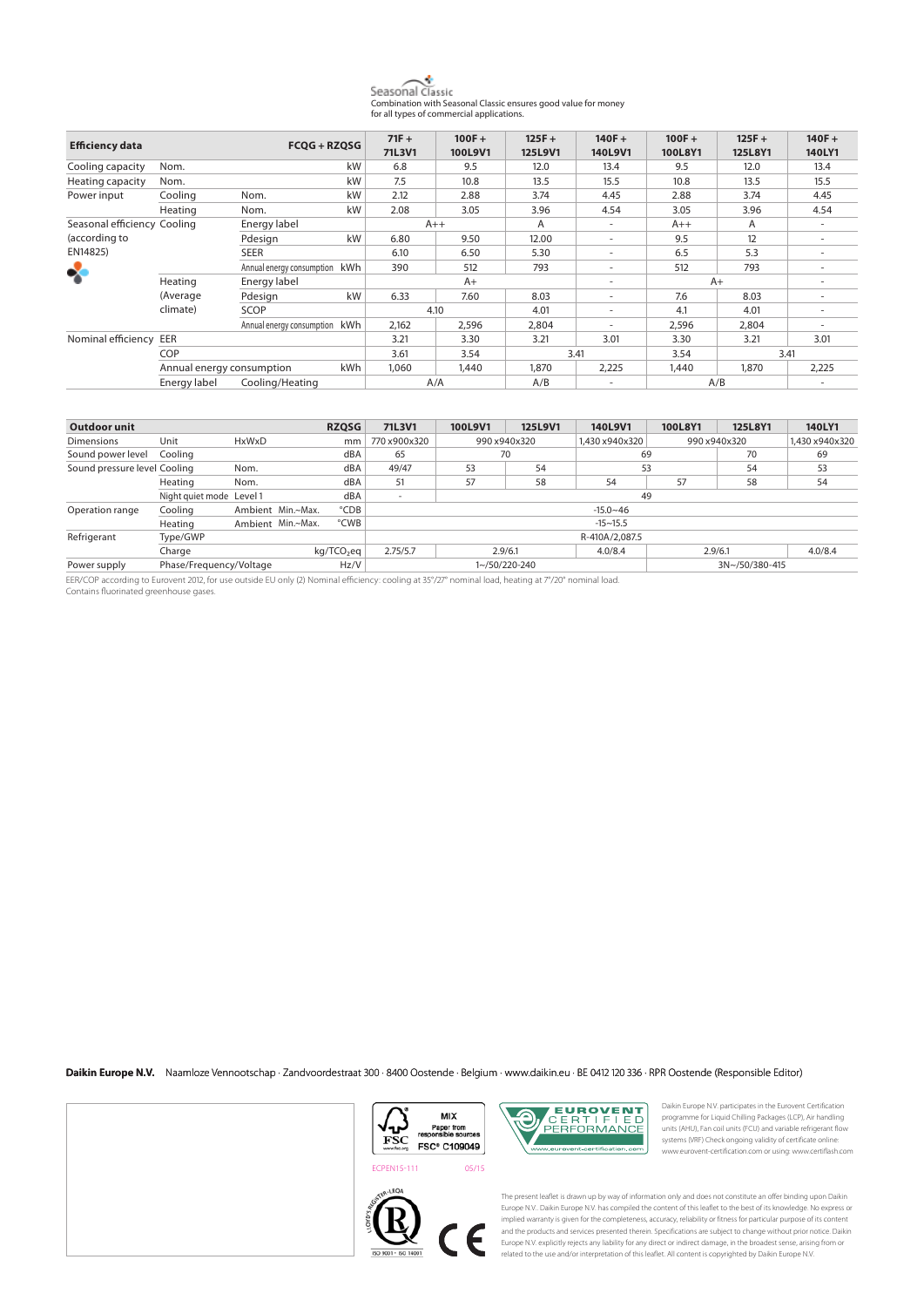Seasonal Classic

Combination with Seasonal Classic ensures good value for money for all types of commercial applications.

| Efficiency data | | FCQG + RZQSG | | 71F + 71L3V1 | 100F + 100L9V1 | 125F + 125L9V1 | 140F + 140L9V1 | 100F + 100L8Y1 | 125F + 125L8Y1 | 140F + 140LY1 |
|---|---|---|---|---|---|---|---|---|---|---|
| Cooling capacity | Nom. | | kW | 6.8 | 9.5 | 12.0 | 13.4 | 9.5 | 12.0 | 13.4 |
| Heating capacity | Nom. | | kW | 7.5 | 10.8 | 13.5 | 15.5 | 10.8 | 13.5 | 15.5 |
| Power input | Cooling | Nom. | kW | 2.12 | 2.88 | 3.74 | 4.45 | 2.88 | 3.74 | 4.45 |
| | Heating | Nom. | kW | 2.08 | 3.05 | 3.96 | 4.54 | 3.05 | 3.96 | 4.54 |
| Seasonal efficiency (according to EN14825) | Cooling | Energy label | | A++ | | A | - | A++ | A | - |
| | | Pdesign | kW | 6.80 | 9.50 | 12.00 | - | 9.5 | 12 | - |
| | | SEER | | 6.10 | 6.50 | 5.30 | - | 6.5 | 5.3 | - |
| | | Annual energy consumption | kWh | 390 | 512 | 793 | - | 512 | 793 | - |
| | Heating (Average climate) | Energy label | | A+ | | | - | A+ | | - |
| | | Pdesign | kW | 6.33 | 7.60 | 8.03 | - | 7.6 | 8.03 | - |
| | | SCOP | | 4.10 | | 4.01 | - | 4.1 | 4.01 | - |
| | | Annual energy consumption | kWh | 2,162 | 2,596 | 2,804 | - | 2,596 | 2,804 | - |
| Nominal efficiency | EER | | | 3.21 | 3.30 | 3.21 | 3.01 | 3.30 | 3.21 | 3.01 |
| | COP | | | 3.61 | 3.54 | 3.41 | | 3.54 | 3.41 | |
| | Annual energy consumption | | kWh | 1,060 | 1,440 | 1,870 | 2,225 | 1,440 | 1,870 | 2,225 |
| | Energy label | Cooling/Heating | | A/A | | A/B | - | A/B | | - |

| Outdoor unit | | | RZQSG | 71L3V1 | 100L9V1 | 125L9V1 | 140L9V1 | 100L8Y1 | 125L8Y1 | 140LY1 |
|---|---|---|---|---|---|---|---|---|---|---|
| Dimensions | Unit | HxWxD | mm | 770 x900x320 | 990 x940x320 | | 1,430 x940x320 | 990 x940x320 | | 1,430 x940x320 |
| Sound power level | Cooling | | dBA | 65 | 70 | | 69 | | 70 | 69 |
| Sound pressure level | Cooling | Nom. | dBA | 49/47 | 53 | 54 | 53 | | 54 | 53 |
| | Heating | Nom. | dBA | 51 | 57 | 58 | 54 | 57 | 58 | 54 |
| | Night quiet mode | Level 1 | dBA | - | 49 | | | | | |
| Operation range | Cooling | Ambient Min.~Max. | °CDB | -15.0~46 | | | | | | |
| | Heating | Ambient Min.~Max. | °CWB | -15~15.5 | | | | | | |
| Refrigerant | Type/GWP | | | R-410A/2,087.5 | | | | | | |
| | Charge | | kg/$TCO_2$eq | 2.75/5.7 | 2.9/6.1 | | 4.0/8.4 | 2.9/6.1 | | 4.0/8.4 |
| Power supply | Phase/Frequency/Voltage | | Hz/V | 1~/50/220-240 | | | | 3N~/50/380-415 | | |

EER/COP according to Eurovent 2012, for use outside EU only (2) Nominal efficiency: cooling at 35°/27° nominal load, heating at 7°/20° nominal load.
Contains fluorinated greenhouse gases.

**Daikin Europe N.V.** Naamloze Vennootschap · Zandvoordestraat 300 · 8400 Oostende · Belgium · www.daikin.eu · BE 0412 120 336 · RPR Oostende (Responsible Editor)

MIX Paper from responsible sources FSC® C109049

ECPEN15-111 05/15

Daikin Europe N.V. participates in the Eurovent Certification programme for Liquid Chilling Packages (LCP), Air handling units (AHU), Fan coil units (FCU) and variable refrigerant flow systems (VRF) Check ongoing validity of certificate online: www.eurovent-certification.com or using: www.certiflash.com

The present leaflet is drawn up by way of information only and does not constitute an offer binding upon Daikin Europe N.V.. Daikin Europe N.V. has compiled the content of this leaflet to the best of its knowledge. No express or implied warranty is given for the completeness, accuracy, reliability or fitness for particular purpose of its content and the products and services presented therein. Specifications are subject to change without prior notice. Daikin Europe N.V. explicitly rejects any liability for any direct or indirect damage, in the broadest sense, arising from or related to the use and/or interpretation of this leaflet. All content is copyrighted by Daikin Europe N.V.